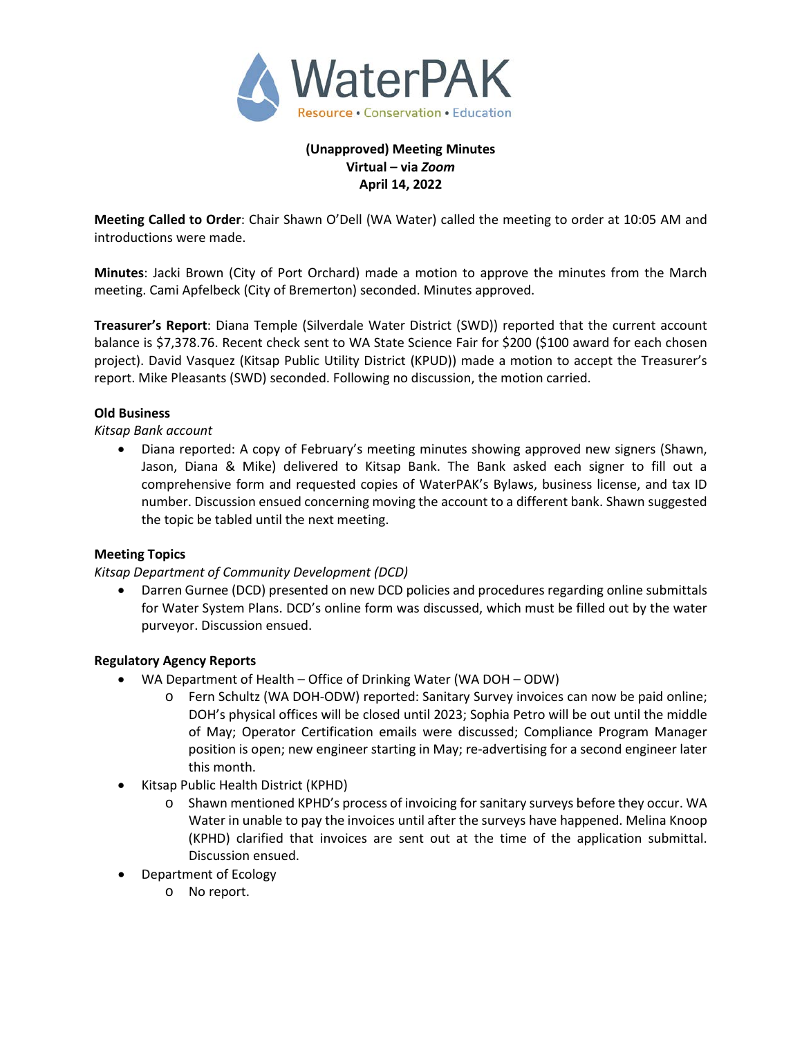WaterPAK

Resource • Conservation • Education

**(Unapproved) Meeting Minutes**
**Virtual – via *Zoom***
**April 14, 2022**

**Meeting Called to Order**: Chair Shawn O'Dell (WA Water) called the meeting to order at 10:05 AM and introductions were made.

**Minutes**: Jacki Brown (City of Port Orchard) made a motion to approve the minutes from the March meeting. Cami Apfelbeck (City of Bremerton) seconded. Minutes approved.

**Treasurer's Report**: Diana Temple (Silverdale Water District (SWD)) reported that the current account balance is $7,378.76. Recent check sent to WA State Science Fair for $200 ($100 award for each chosen project). David Vasquez (Kitsap Public Utility District (KPUD)) made a motion to accept the Treasurer's report. Mike Pleasants (SWD) seconded. Following no discussion, the motion carried.

**Old Business**

*Kitsap Bank account*

- Diana reported: A copy of February's meeting minutes showing approved new signers (Shawn, Jason, Diana & Mike) delivered to Kitsap Bank. The Bank asked each signer to fill out a comprehensive form and requested copies of WaterPAK's Bylaws, business license, and tax ID number. Discussion ensued concerning moving the account to a different bank. Shawn suggested the topic be tabled until the next meeting.

**Meeting Topics**

*Kitsap Department of Community Development (DCD)*

- Darren Gurnee (DCD) presented on new DCD policies and procedures regarding online submittals for Water System Plans. DCD's online form was discussed, which must be filled out by the water purveyor. Discussion ensued.

**Regulatory Agency Reports**

- WA Department of Health – Office of Drinking Water (WA DOH – ODW)
  - Fern Schultz (WA DOH-ODW) reported: Sanitary Survey invoices can now be paid online; DOH's physical offices will be closed until 2023; Sophia Petro will be out until the middle of May; Operator Certification emails were discussed; Compliance Program Manager position is open; new engineer starting in May; re-advertising for a second engineer later this month.
- Kitsap Public Health District (KPHD)
  - Shawn mentioned KPHD's process of invoicing for sanitary surveys before they occur. WA Water in unable to pay the invoices until after the surveys have happened. Melina Knoop (KPHD) clarified that invoices are sent out at the time of the application submittal. Discussion ensued.
- Department of Ecology
  - No report.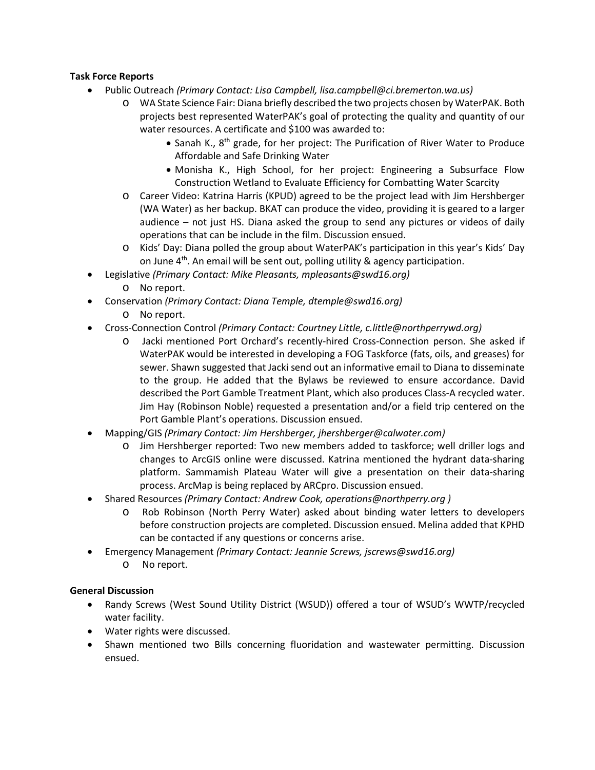**Task Force Reports**

- Public Outreach *(Primary Contact: Lisa Campbell, lisa.campbell@ci.bremerton.wa.us)*
  - WA State Science Fair: Diana briefly described the two projects chosen by WaterPAK. Both projects best represented WaterPAK's goal of protecting the quality and quantity of our water resources. A certificate and $100 was awarded to:
    - Sanah K., 8th grade, for her project: The Purification of River Water to Produce Affordable and Safe Drinking Water
    - Monisha K., High School, for her project: Engineering a Subsurface Flow Construction Wetland to Evaluate Efficiency for Combatting Water Scarcity
  - Career Video: Katrina Harris (KPUD) agreed to be the project lead with Jim Hershberger (WA Water) as her backup. BKAT can produce the video, providing it is geared to a larger audience – not just HS. Diana asked the group to send any pictures or videos of daily operations that can be include in the film. Discussion ensued.
  - Kids' Day: Diana polled the group about WaterPAK's participation in this year's Kids' Day on June 4th. An email will be sent out, polling utility & agency participation.
- Legislative *(Primary Contact: Mike Pleasants, mpleasants@swd16.org)*
  - No report.
- Conservation *(Primary Contact: Diana Temple, dtemple@swd16.org)*
  - No report.
- Cross-Connection Control *(Primary Contact: Courtney Little, c.little@northperrywd.org)*
  - Jacki mentioned Port Orchard's recently-hired Cross-Connection person. She asked if WaterPAK would be interested in developing a FOG Taskforce (fats, oils, and greases) for sewer. Shawn suggested that Jacki send out an informative email to Diana to disseminate to the group. He added that the Bylaws be reviewed to ensure accordance. David described the Port Gamble Treatment Plant, which also produces Class-A recycled water. Jim Hay (Robinson Noble) requested a presentation and/or a field trip centered on the Port Gamble Plant's operations. Discussion ensued.
- Mapping/GIS *(Primary Contact: Jim Hershberger, jhershberger@calwater.com)*
  - Jim Hershberger reported: Two new members added to taskforce; well driller logs and changes to ArcGIS online were discussed. Katrina mentioned the hydrant data-sharing platform. Sammamish Plateau Water will give a presentation on their data-sharing process. ArcMap is being replaced by ARCpro. Discussion ensued.
- Shared Resources *(Primary Contact: Andrew Cook, operations@northperry.org )*
  - Rob Robinson (North Perry Water) asked about binding water letters to developers before construction projects are completed. Discussion ensued. Melina added that KPHD can be contacted if any questions or concerns arise.
- Emergency Management *(Primary Contact: Jeannie Screws, jscrews@swd16.org)*
  - No report.

**General Discussion**

- Randy Screws (West Sound Utility District (WSUD)) offered a tour of WSUD's WWTP/recycled water facility.
- Water rights were discussed.
- Shawn mentioned two Bills concerning fluoridation and wastewater permitting. Discussion ensued.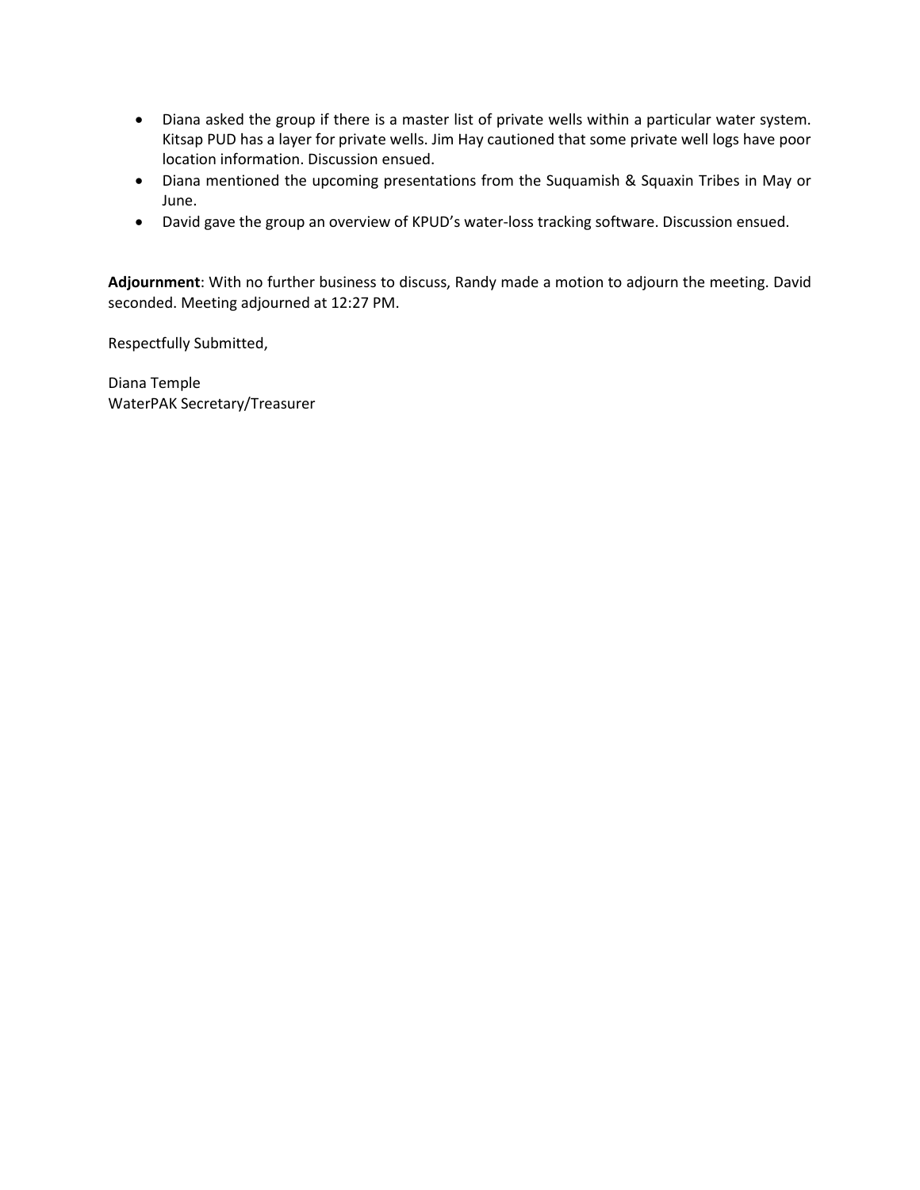- Diana asked the group if there is a master list of private wells within a particular water system. Kitsap PUD has a layer for private wells. Jim Hay cautioned that some private well logs have poor location information. Discussion ensued.
- Diana mentioned the upcoming presentations from the Suquamish & Squaxin Tribes in May or June.
- David gave the group an overview of KPUD's water-loss tracking software. Discussion ensued.

**Adjournment**: With no further business to discuss, Randy made a motion to adjourn the meeting. David seconded. Meeting adjourned at 12:27 PM.

Respectfully Submitted,

Diana Temple
WaterPAK Secretary/Treasurer